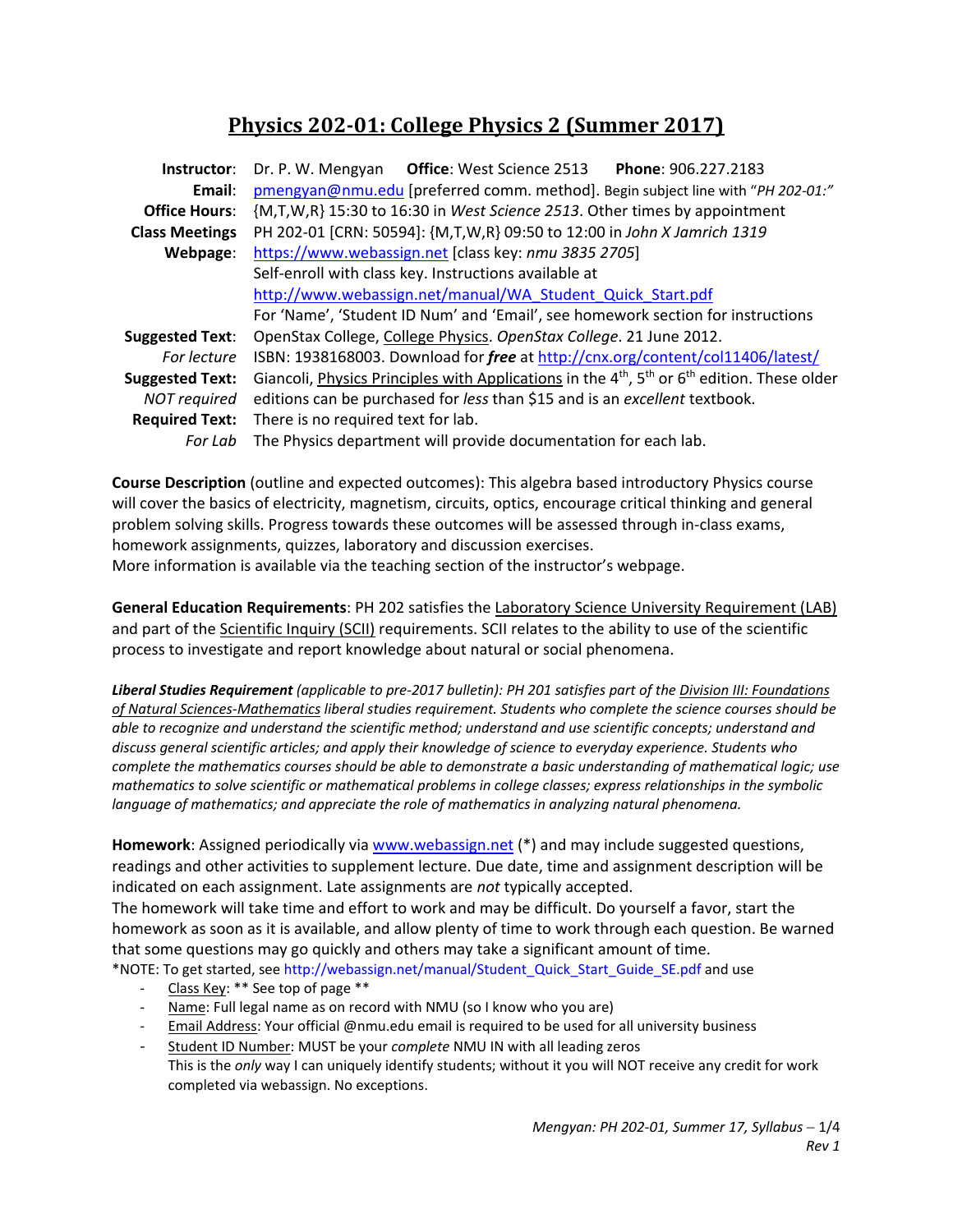# Physics 202-01: College Physics 2 (Summer 2017)

| | |
|---|---|
| **Instructor**: | Dr. P. W. Mengyan **Office**: West Science 2513 **Phone**: 906.227.2183 |
| **Email**: | pmengyan@nmu.edu [preferred comm. method]. Begin subject line with "*PH 202-01:*" |
| **Office Hours**: | {M,T,W,R} 15:30 to 16:30 in *West Science 2513*. Other times by appointment |
| **Class Meetings** | PH 202-01 [CRN: 50594]: {M,T,W,R} 09:50 to 12:00 in *John X Jamrich 1319* |
| **Webpage**: | https://www.webassign.net [class key: *nmu 3835 2705*] Self-enroll with class key. Instructions available at http://www.webassign.net/manual/WA_Student_Quick_Start.pdf For 'Name', 'Student ID Num' and 'Email', see homework section for instructions |
| **Suggested Text**: *For lecture* | OpenStax College, College Physics. *OpenStax College*. 21 June 2012. ISBN: 1938168003. Download for ***free*** at http://cnx.org/content/col11406/latest/ |
| **Suggested Text:** *NOT required* | Giancoli, Physics Principles with Applications in the 4th, 5th or 6th edition. These older editions can be purchased for *less* than $15 and is an *excellent* textbook. |
| **Required Text:** *For Lab* | There is no required text for lab. The Physics department will provide documentation for each lab. |

**Course Description** (outline and expected outcomes): This algebra based introductory Physics course will cover the basics of electricity, magnetism, circuits, optics, encourage critical thinking and general problem solving skills. Progress towards these outcomes will be assessed through in-class exams, homework assignments, quizzes, laboratory and discussion exercises.
More information is available via the teaching section of the instructor's webpage.

**General Education Requirements**: PH 202 satisfies the Laboratory Science University Requirement (LAB) and part of the Scientific Inquiry (SCII) requirements. SCII relates to the ability to use of the scientific process to investigate and report knowledge about natural or social phenomena.

***Liberal Studies Requirement*** *(applicable to pre-2017 bulletin): PH 201 satisfies part of the Division III: Foundations of Natural Sciences-Mathematics liberal studies requirement. Students who complete the science courses should be able to recognize and understand the scientific method; understand and use scientific concepts; understand and discuss general scientific articles; and apply their knowledge of science to everyday experience. Students who complete the mathematics courses should be able to demonstrate a basic understanding of mathematical logic; use mathematics to solve scientific or mathematical problems in college classes; express relationships in the symbolic language of mathematics; and appreciate the role of mathematics in analyzing natural phenomena.*

**Homework**: Assigned periodically via www.webassign.net (*) and may include suggested questions, readings and other activities to supplement lecture. Due date, time and assignment description will be indicated on each assignment. Late assignments are *not* typically accepted.
The homework will take time and effort to work and may be difficult. Do yourself a favor, start the homework as soon as it is available, and allow plenty of time to work through each question. Be warned that some questions may go quickly and others may take a significant amount of time.
*NOTE: To get started, see http://webassign.net/manual/Student_Quick_Start_Guide_SE.pdf and use

- Class Key: ** See top of page **
- Name: Full legal name as on record with NMU (so I know who you are)
- Email Address: Your official @nmu.edu email is required to be used for all university business
- Student ID Number: MUST be your *complete* NMU IN with all leading zeros
  This is the *only* way I can uniquely identify students; without it you will NOT receive any credit for work completed via webassign. No exceptions.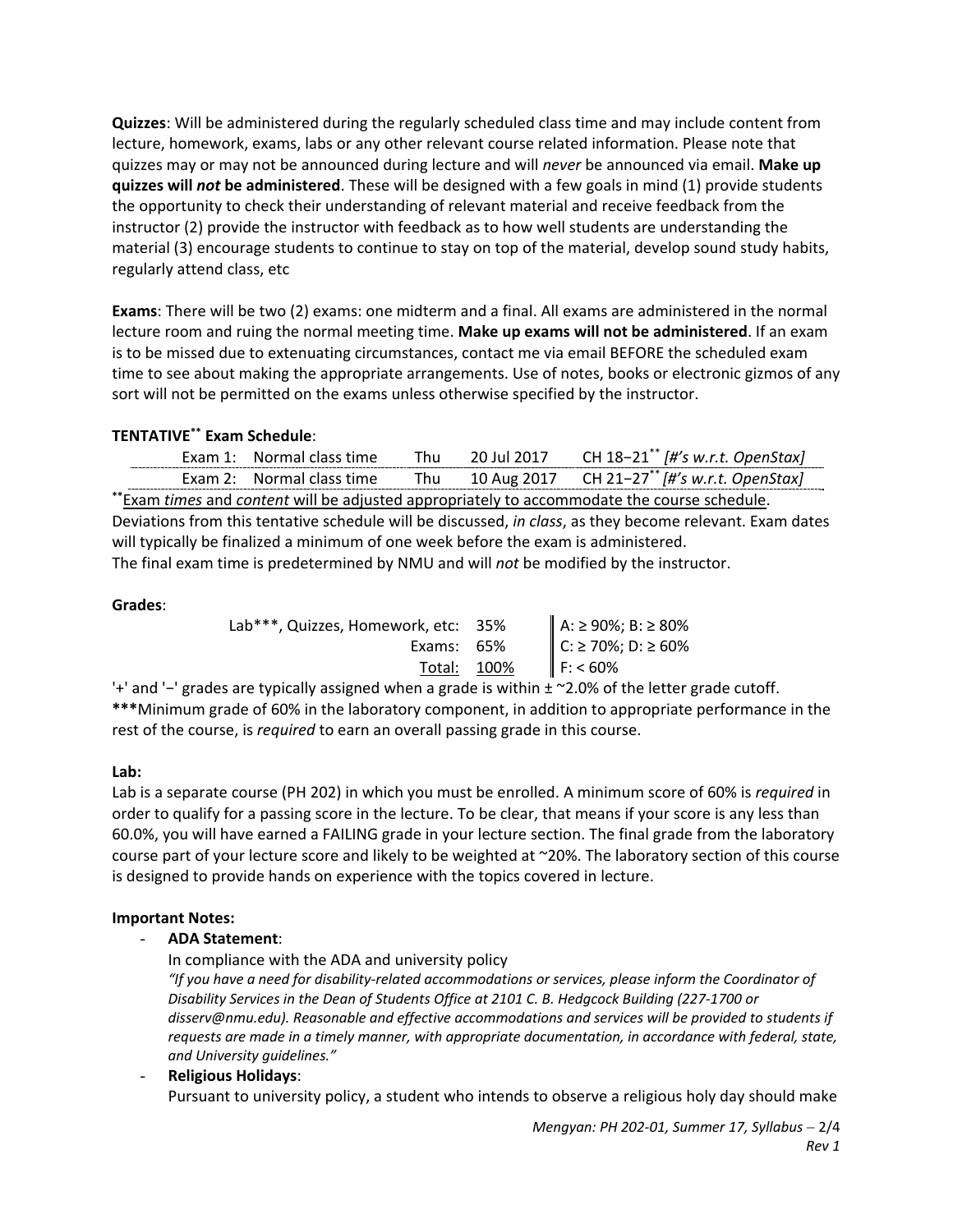**Quizzes**: Will be administered during the regularly scheduled class time and may include content from lecture, homework, exams, labs or any other relevant course related information. Please note that quizzes may or may not be announced during lecture and will *never* be announced via email. **Make up quizzes will *not* be administered**. These will be designed with a few goals in mind (1) provide students the opportunity to check their understanding of relevant material and receive feedback from the instructor (2) provide the instructor with feedback as to how well students are understanding the material (3) encourage students to continue to stay on top of the material, develop sound study habits, regularly attend class, etc

**Exams**: There will be two (2) exams: one midterm and a final. All exams are administered in the normal lecture room and ruing the normal meeting time. **Make up exams will not be administered**. If an exam is to be missed due to extenuating circumstances, contact me via email BEFORE the scheduled exam time to see about making the appropriate arrangements. Use of notes, books or electronic gizmos of any sort will not be permitted on the exams unless otherwise specified by the instructor.

**TENTATIVE\*\* Exam Schedule**:

| | | | | |
|---|---|---|---|---|
| Exam 1: | Normal class time | Thu | 20 Jul 2017 | CH 18−21\*\* *[#'s w.r.t. OpenStax]* |
| Exam 2: | Normal class time | Thu | 10 Aug 2017 | CH 21−27\*\* *[#'s w.r.t. OpenStax]* |

\*\*Exam *times* and *content* will be adjusted appropriately to accommodate the course schedule.
Deviations from this tentative schedule will be discussed, *in class*, as they become relevant. Exam dates will typically be finalized a minimum of one week before the exam is administered.
The final exam time is predetermined by NMU and will *not* be modified by the instructor.

**Grades**:

| Component | Weight | Scale |
|---|---|---|
| Lab\*\*\*, Quizzes, Homework, etc: | 35% | A: ≥ 90%; B: ≥ 80% |
| Exams: | 65% | C: ≥ 70%; D: ≥ 60% |
| Total: | 100% | F: < 60% |

'+' and '−' grades are typically assigned when a grade is within ± ~2.0% of the letter grade cutoff.
**\*\*\***Minimum grade of 60% in the laboratory component, in addition to appropriate performance in the rest of the course, is *required* to earn an overall passing grade in this course.

**Lab:**
Lab is a separate course (PH 202) in which you must be enrolled. A minimum score of 60% is *required* in order to qualify for a passing score in the lecture. To be clear, that means if your score is any less than 60.0%, you will have earned a FAILING grade in your lecture section. The final grade from the laboratory course part of your lecture score and likely to be weighted at ~20%. The laboratory section of this course is designed to provide hands on experience with the topics covered in lecture.

**Important Notes:**

- **ADA Statement**:
  In compliance with the ADA and university policy
  *"If you have a need for disability-related accommodations or services, please inform the Coordinator of Disability Services in the Dean of Students Office at 2101 C. B. Hedgcock Building (227-1700 or disserv@nmu.edu). Reasonable and effective accommodations and services will be provided to students if requests are made in a timely manner, with appropriate documentation, in accordance with federal, state, and University guidelines."*
- **Religious Holidays**:
  Pursuant to university policy, a student who intends to observe a religious holy day should make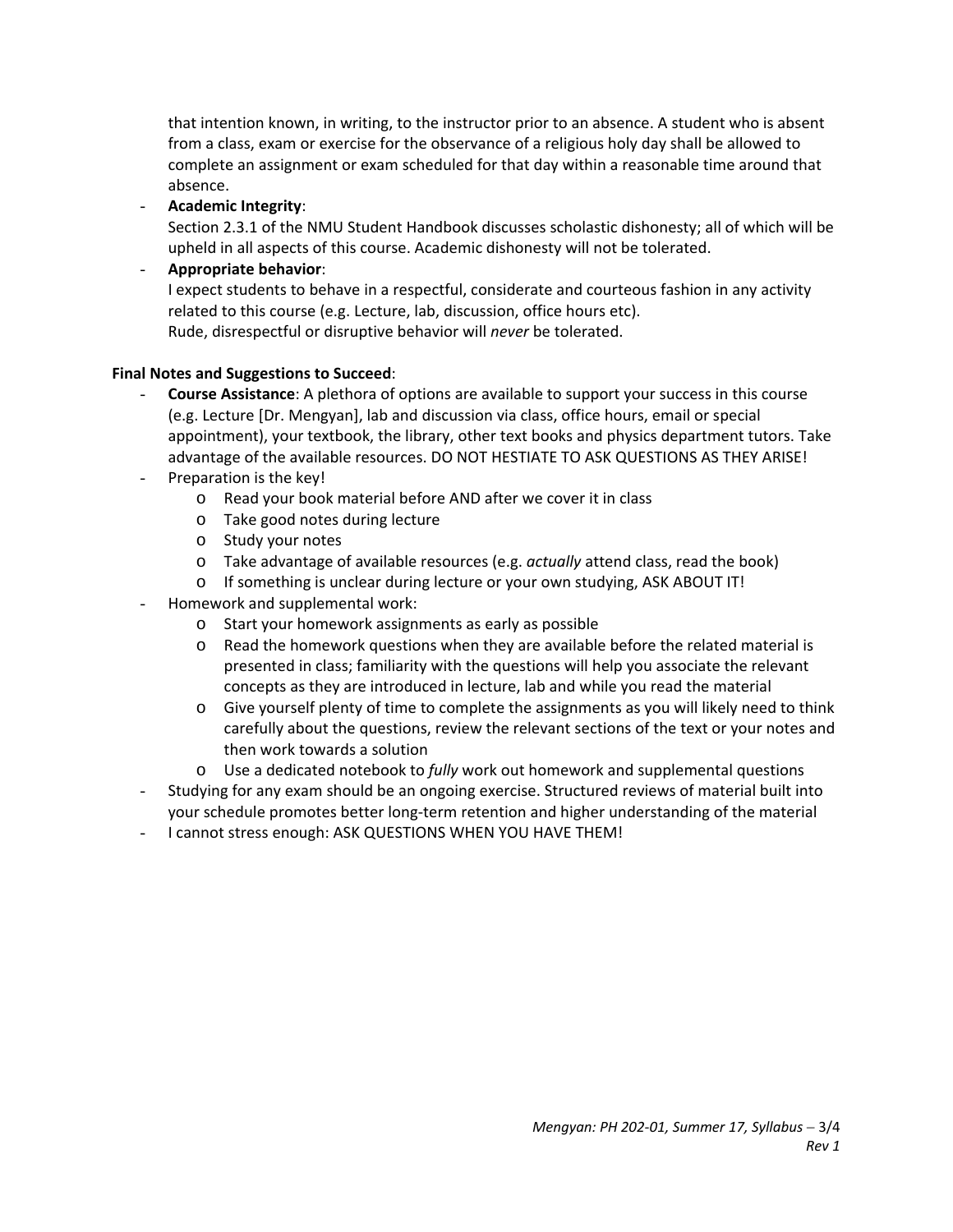that intention known, in writing, to the instructor prior to an absence. A student who is absent from a class, exam or exercise for the observance of a religious holy day shall be allowed to complete an assignment or exam scheduled for that day within a reasonable time around that absence.

- **Academic Integrity**:
  Section 2.3.1 of the NMU Student Handbook discusses scholastic dishonesty; all of which will be upheld in all aspects of this course. Academic dishonesty will not be tolerated.
- **Appropriate behavior**:
  I expect students to behave in a respectful, considerate and courteous fashion in any activity related to this course (e.g. Lecture, lab, discussion, office hours etc).
  Rude, disrespectful or disruptive behavior will *never* be tolerated.

**Final Notes and Suggestions to Succeed**:

- **Course Assistance**: A plethora of options are available to support your success in this course (e.g. Lecture [Dr. Mengyan], lab and discussion via class, office hours, email or special appointment), your textbook, the library, other text books and physics department tutors. Take advantage of the available resources. DO NOT HESTIATE TO ASK QUESTIONS AS THEY ARISE!
- Preparation is the key!
  - Read your book material before AND after we cover it in class
  - Take good notes during lecture
  - Study your notes
  - Take advantage of available resources (e.g. *actually* attend class, read the book)
  - If something is unclear during lecture or your own studying, ASK ABOUT IT!
- Homework and supplemental work:
  - Start your homework assignments as early as possible
  - Read the homework questions when they are available before the related material is presented in class; familiarity with the questions will help you associate the relevant concepts as they are introduced in lecture, lab and while you read the material
  - Give yourself plenty of time to complete the assignments as you will likely need to think carefully about the questions, review the relevant sections of the text or your notes and then work towards a solution
  - Use a dedicated notebook to *fully* work out homework and supplemental questions
- Studying for any exam should be an ongoing exercise. Structured reviews of material built into your schedule promotes better long-term retention and higher understanding of the material
- I cannot stress enough: ASK QUESTIONS WHEN YOU HAVE THEM!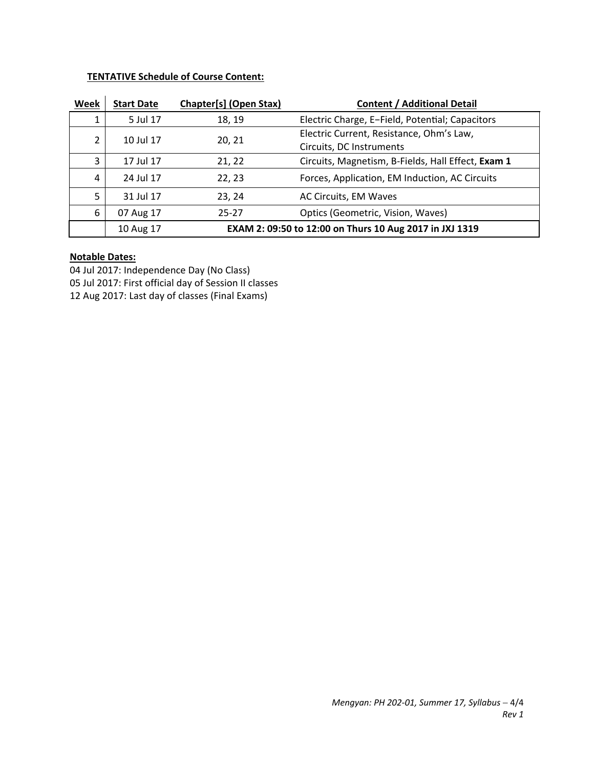**TENTATIVE Schedule of Course Content:**

| Week | Start Date | Chapter[s] (Open Stax) | Content / Additional Detail |
|---|---|---|---|
| 1 | 5 Jul 17 | 18, 19 | Electric Charge, E−Field, Potential; Capacitors |
| 2 | 10 Jul 17 | 20, 21 | Electric Current, Resistance, Ohm's Law, Circuits, DC Instruments |
| 3 | 17 Jul 17 | 21, 22 | Circuits, Magnetism, B-Fields, Hall Effect, **Exam 1** |
| 4 | 24 Jul 17 | 22, 23 | Forces, Application, EM Induction, AC Circuits |
| 5 | 31 Jul 17 | 23, 24 | AC Circuits, EM Waves |
| 6 | 07 Aug 17 | 25-27 | Optics (Geometric, Vision, Waves) |
| | 10 Aug 17 | **EXAM 2: 09:50 to 12:00 on Thurs 10 Aug 2017 in JXJ 1319** | |

**Notable Dates:**

04 Jul 2017: Independence Day (No Class)
05 Jul 2017: First official day of Session II classes
12 Aug 2017: Last day of classes (Final Exams)